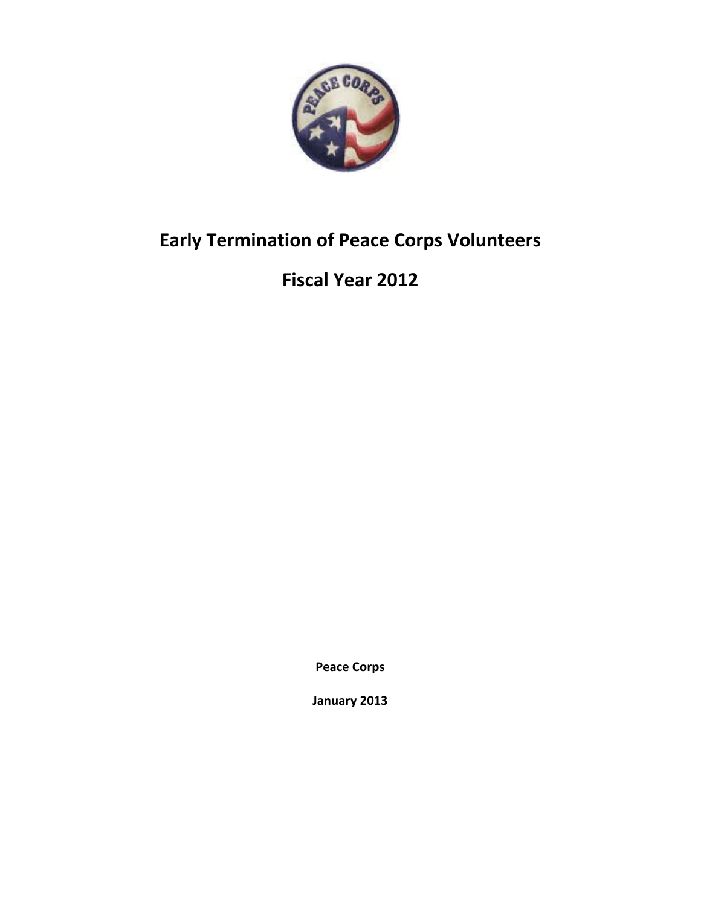# Early Termination of Peace Corps Volunteers

# Fiscal Year 2012

**Peace Corps**

**January 2013**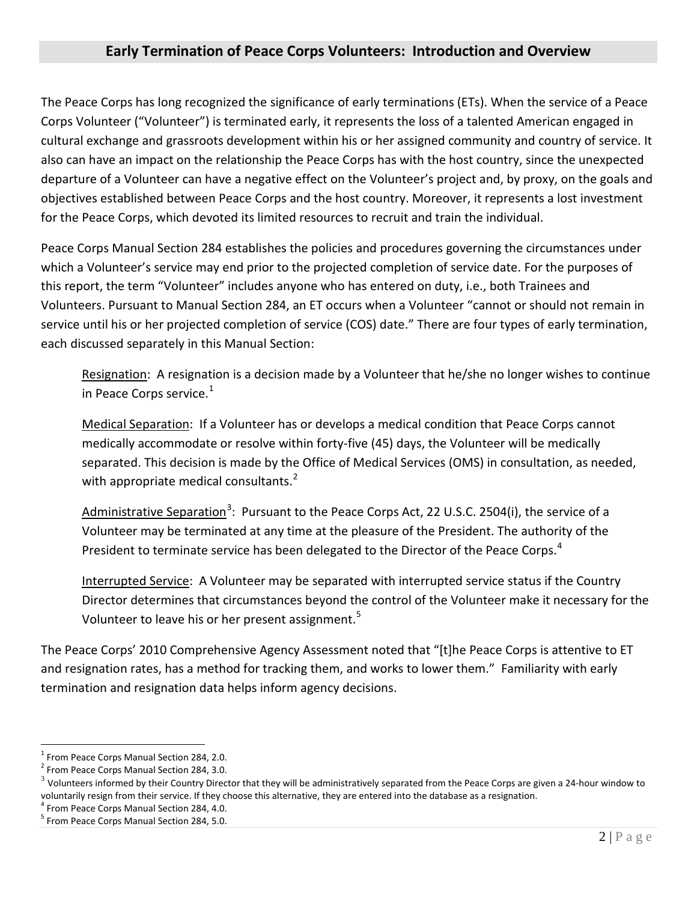## Early Termination of Peace Corps Volunteers: Introduction and Overview

The Peace Corps has long recognized the significance of early terminations (ETs). When the service of a Peace Corps Volunteer ("Volunteer") is terminated early, it represents the loss of a talented American engaged in cultural exchange and grassroots development within his or her assigned community and country of service. It also can have an impact on the relationship the Peace Corps has with the host country, since the unexpected departure of a Volunteer can have a negative effect on the Volunteer's project and, by proxy, on the goals and objectives established between Peace Corps and the host country. Moreover, it represents a lost investment for the Peace Corps, which devoted its limited resources to recruit and train the individual.

Peace Corps Manual Section 284 establishes the policies and procedures governing the circumstances under which a Volunteer's service may end prior to the projected completion of service date. For the purposes of this report, the term "Volunteer" includes anyone who has entered on duty, i.e., both Trainees and Volunteers. Pursuant to Manual Section 284, an ET occurs when a Volunteer "cannot or should not remain in service until his or her projected completion of service (COS) date." There are four types of early termination, each discussed separately in this Manual Section:

> Resignation: A resignation is a decision made by a Volunteer that he/she no longer wishes to continue in Peace Corps service.[1]
>
> Medical Separation: If a Volunteer has or develops a medical condition that Peace Corps cannot medically accommodate or resolve within forty-five (45) days, the Volunteer will be medically separated. This decision is made by the Office of Medical Services (OMS) in consultation, as needed, with appropriate medical consultants.[2]
>
> Administrative Separation[3]: Pursuant to the Peace Corps Act, 22 U.S.C. 2504(i), the service of a Volunteer may be terminated at any time at the pleasure of the President. The authority of the President to terminate service has been delegated to the Director of the Peace Corps.[4]
>
> Interrupted Service: A Volunteer may be separated with interrupted service status if the Country Director determines that circumstances beyond the control of the Volunteer make it necessary for the Volunteer to leave his or her present assignment.[5]

The Peace Corps' 2010 Comprehensive Agency Assessment noted that "[t]he Peace Corps is attentive to ET and resignation rates, has a method for tracking them, and works to lower them." Familiarity with early termination and resignation data helps inform agency decisions.

---

[1] From Peace Corps Manual Section 284, 2.0.

[2] From Peace Corps Manual Section 284, 3.0.

[3] Volunteers informed by their Country Director that they will be administratively separated from the Peace Corps are given a 24-hour window to voluntarily resign from their service. If they choose this alternative, they are entered into the database as a resignation.

[4] From Peace Corps Manual Section 284, 4.0.

[5] From Peace Corps Manual Section 284, 5.0.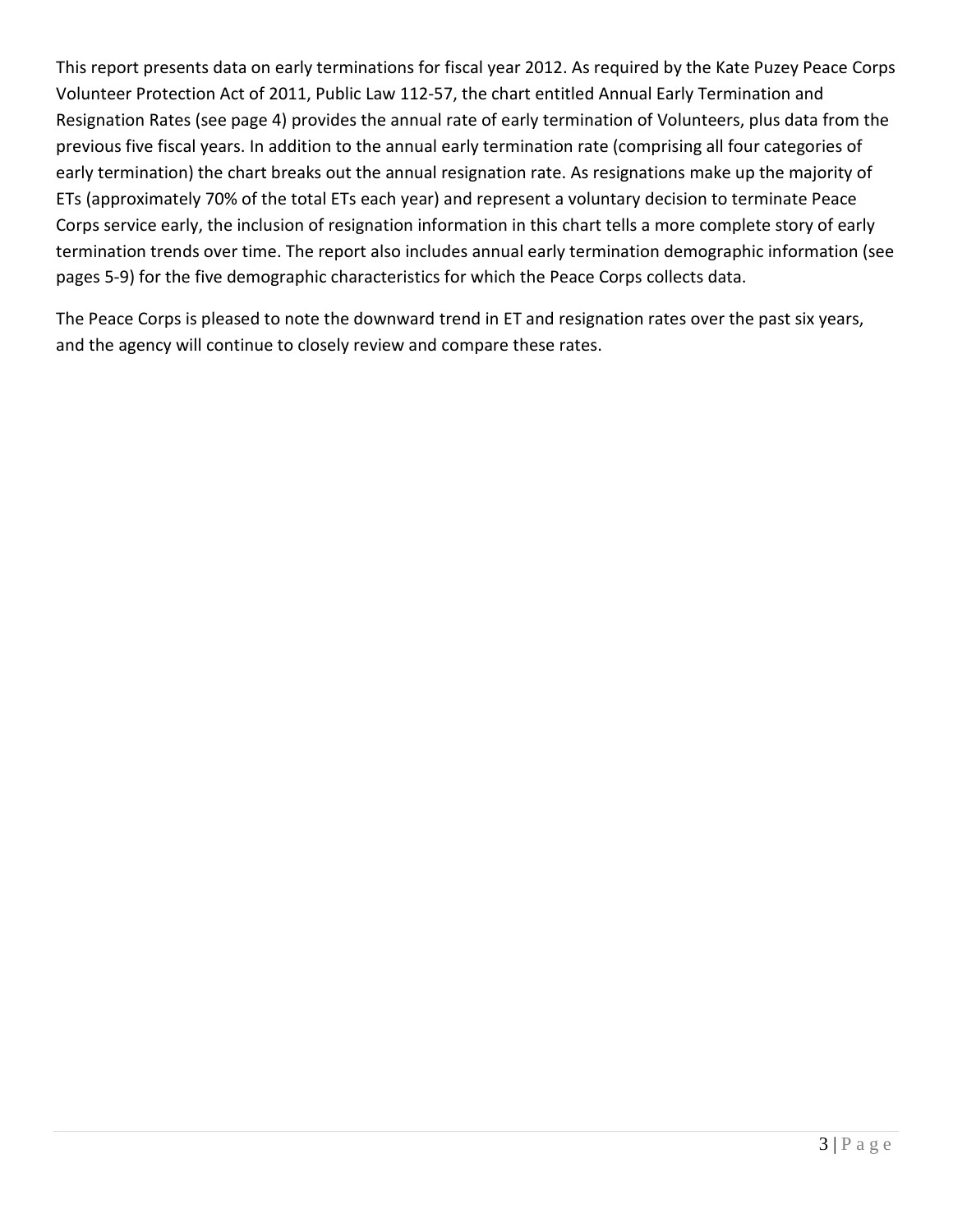This report presents data on early terminations for fiscal year 2012. As required by the Kate Puzey Peace Corps Volunteer Protection Act of 2011, Public Law 112-57, the chart entitled Annual Early Termination and Resignation Rates (see page 4) provides the annual rate of early termination of Volunteers, plus data from the previous five fiscal years. In addition to the annual early termination rate (comprising all four categories of early termination) the chart breaks out the annual resignation rate. As resignations make up the majority of ETs (approximately 70% of the total ETs each year) and represent a voluntary decision to terminate Peace Corps service early, the inclusion of resignation information in this chart tells a more complete story of early termination trends over time. The report also includes annual early termination demographic information (see pages 5-9) for the five demographic characteristics for which the Peace Corps collects data.

The Peace Corps is pleased to note the downward trend in ET and resignation rates over the past six years, and the agency will continue to closely review and compare these rates.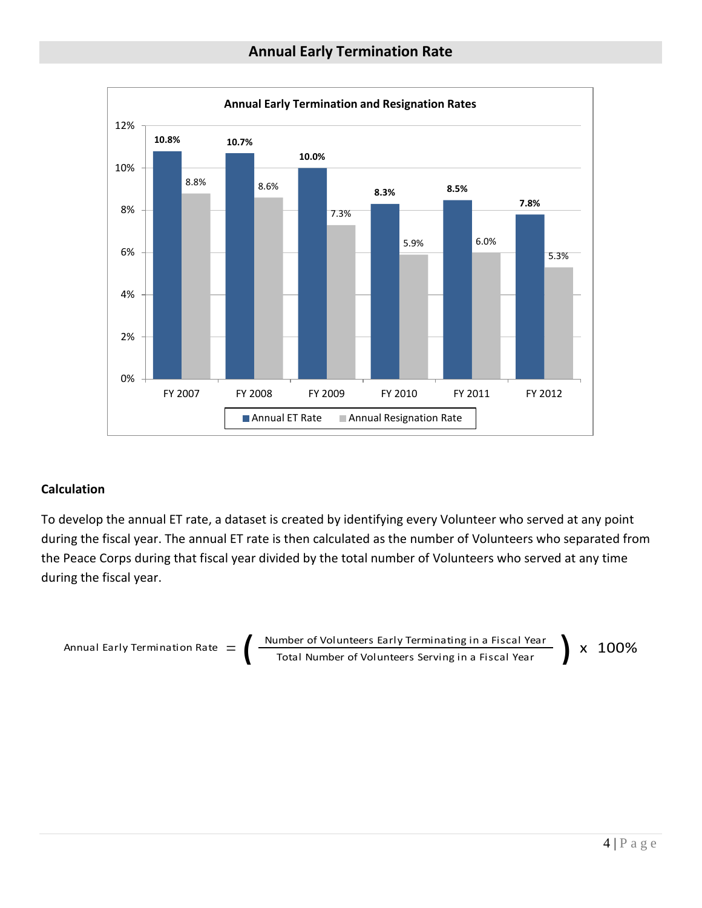## Annual Early Termination Rate

**Annual Early Termination and Resignation Rates**

| | Annual ET Rate | Annual Resignation Rate |
|---|---|---|
| FY 2007 | 10.8% | 8.8% |
| FY 2008 | 10.7% | 8.6% |
| FY 2009 | 10.0% | 7.3% |
| FY 2010 | 8.3% | 5.9% |
| FY 2011 | 8.5% | 6.0% |
| FY 2012 | 7.8% | 5.3% |

### Calculation

To develop the annual ET rate, a dataset is created by identifying every Volunteer who served at any point during the fiscal year. The annual ET rate is then calculated as the number of Volunteers who separated from the Peace Corps during that fiscal year divided by the total number of Volunteers who served at any time during the fiscal year.

$$\text{Annual Early Termination Rate} = \left( \frac{\text{Number of Volunteers Early Terminating in a Fiscal Year}}{\text{Total Number of Volunteers Serving in a Fiscal Year}} \right) \times 100\%$$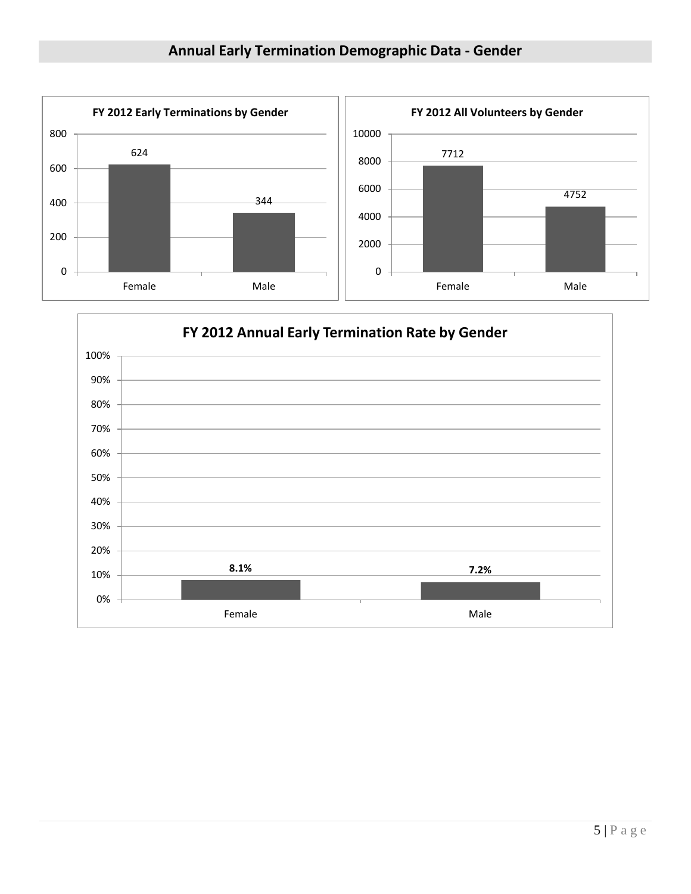## Annual Early Termination Demographic Data - Gender

**FY 2012 Early Terminations by Gender**

| Gender | Early Terminations |
|---|---|
| Female | 624 |
| Male | 344 |

**FY 2012 All Volunteers by Gender**

| Gender | All Volunteers |
|---|---|
| Female | 7712 |
| Male | 4752 |

**FY 2012 Annual Early Termination Rate by Gender**

| Gender | Early Termination Rate |
|---|---|
| Female | 8.1% |
| Male | 7.2% |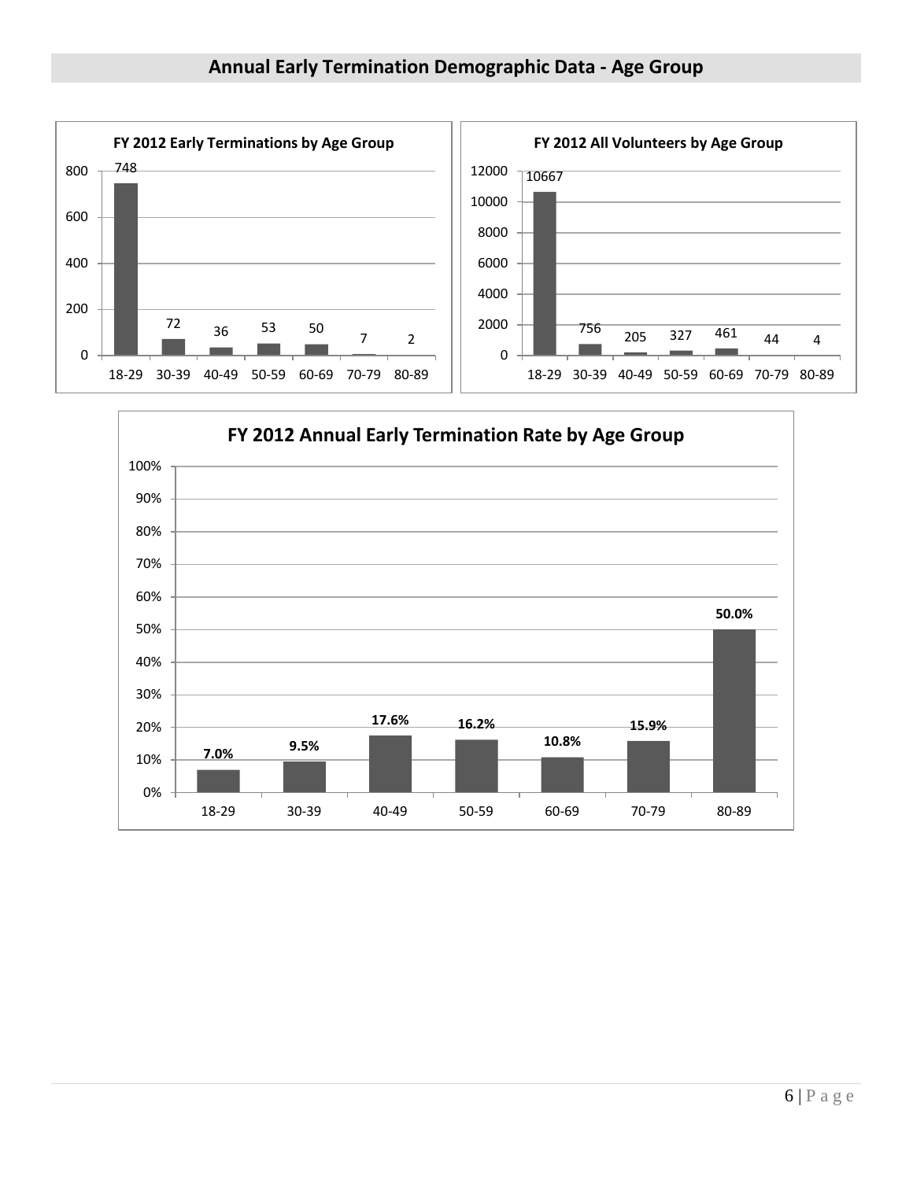## Annual Early Termination Demographic Data - Age Group

**FY 2012 Early Terminations by Age Group**

| Age Group | Early Terminations |
|---|---|
| 18-29 | 748 |
| 30-39 | 72 |
| 40-49 | 36 |
| 50-59 | 53 |
| 60-69 | 50 |
| 70-79 | 7 |
| 80-89 | 2 |

**FY 2012 All Volunteers by Age Group**

| Age Group | All Volunteers |
|---|---|
| 18-29 | 10667 |
| 30-39 | 756 |
| 40-49 | 205 |
| 50-59 | 327 |
| 60-69 | 461 |
| 70-79 | 44 |
| 80-89 | 4 |

**FY 2012 Annual Early Termination Rate by Age Group**

| Age Group | Early Termination Rate |
|---|---|
| 18-29 | 7.0% |
| 30-39 | 9.5% |
| 40-49 | 17.6% |
| 50-59 | 16.2% |
| 60-69 | 10.8% |
| 70-79 | 15.9% |
| 80-89 | 50.0% |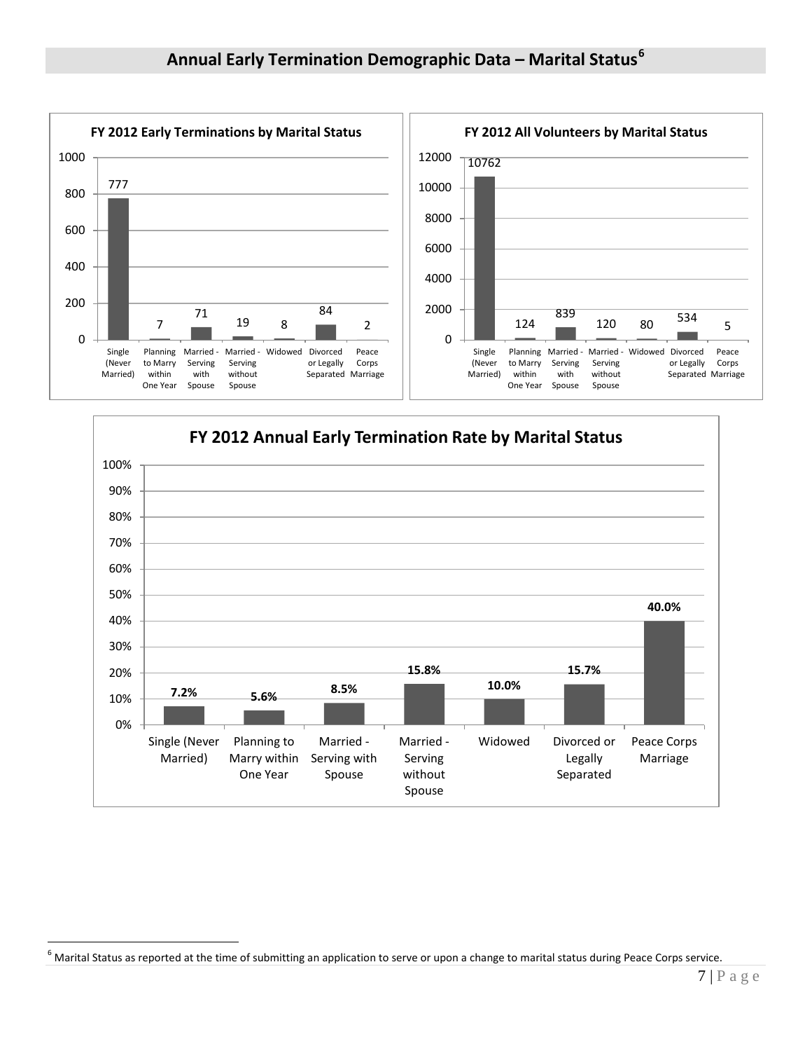## Annual Early Termination Demographic Data – Marital Status[6]

**FY 2012 Early Terminations by Marital Status**

| Marital Status | Early Terminations |
|---|---|
| Single (Never Married) | 777 |
| Planning to Marry within One Year | 7 |
| Married - Serving with Spouse | 71 |
| Married - Serving without Spouse | 19 |
| Widowed | 8 |
| Divorced or Legally Separated | 84 |
| Peace Corps Marriage | 2 |

**FY 2012 All Volunteers by Marital Status**

| Marital Status | All Volunteers |
|---|---|
| Single (Never Married) | 10762 |
| Planning to Marry within One Year | 124 |
| Married - Serving with Spouse | 839 |
| Married - Serving without Spouse | 120 |
| Widowed | 80 |
| Divorced or Legally Separated | 534 |
| Peace Corps Marriage | 5 |

**FY 2012 Annual Early Termination Rate by Marital Status**

| Marital Status | Early Termination Rate |
|---|---|
| Single (Never Married) | 7.2% |
| Planning to Marry within One Year | 5.6% |
| Married - Serving with Spouse | 8.5% |
| Married - Serving without Spouse | 15.8% |
| Widowed | 10.0% |
| Divorced or Legally Separated | 15.7% |
| Peace Corps Marriage | 40.0% |

[6] Marital Status as reported at the time of submitting an application to serve or upon a change to marital status during Peace Corps service.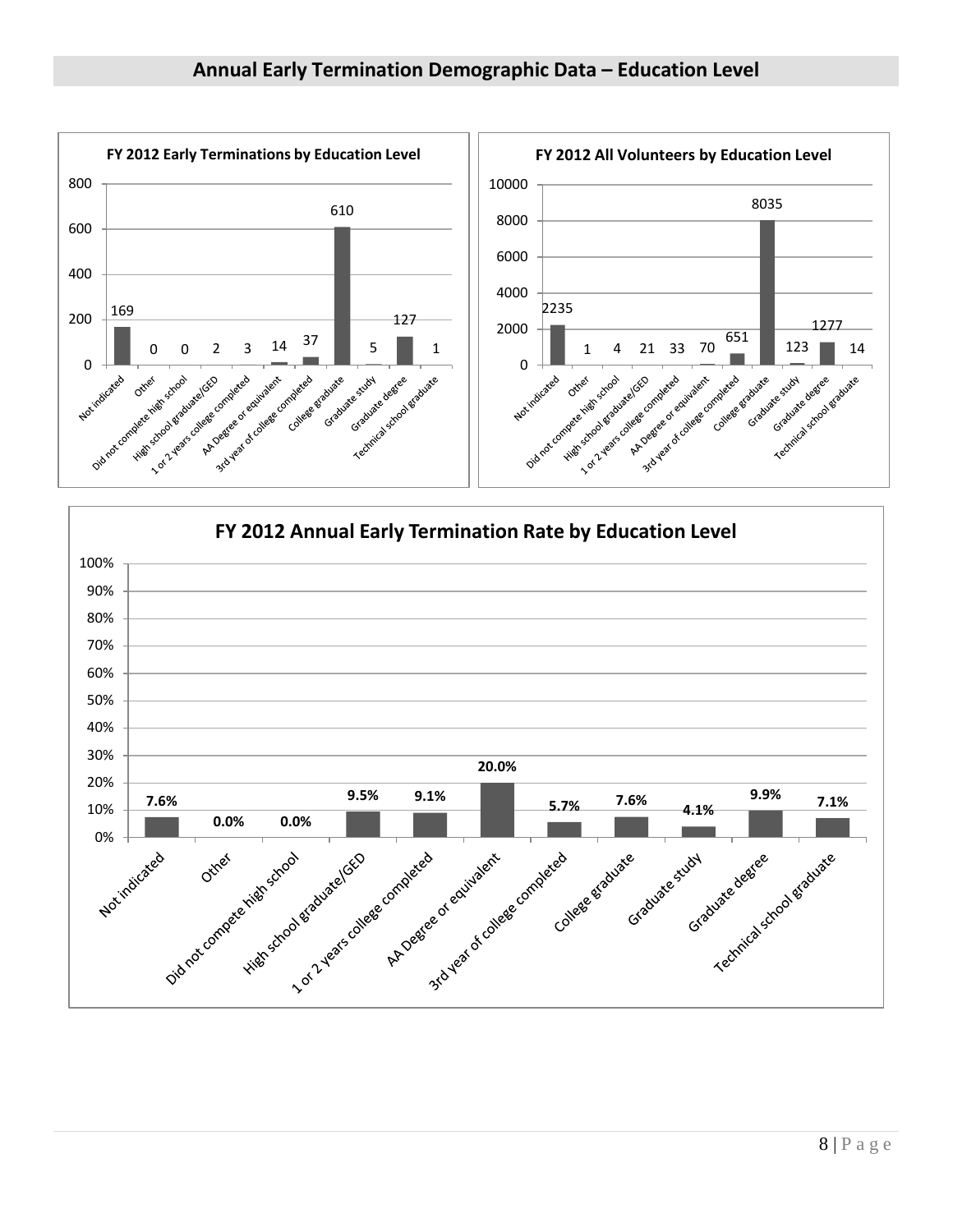## Annual Early Termination Demographic Data – Education Level

**FY 2012 Early Terminations by Education Level**

| Education Level | Early Terminations |
|---|---|
| Not indicated | 169 |
| Other | 0 |
| Did not complete high school | 0 |
| High school graduate/GED | 2 |
| 1 or 2 years college completed | 3 |
| AA Degree or equivalent | 14 |
| 3rd year of college completed | 37 |
| College graduate | 610 |
| Graduate study | 5 |
| Graduate degree | 127 |
| Technical school graduate | 1 |

**FY 2012 All Volunteers by Education Level**

| Education Level | All Volunteers |
|---|---|
| Not indicated | 2235 |
| Other | 1 |
| Did not complete high school | 4 |
| High school graduate/GED | 21 |
| 1 or 2 years college completed | 33 |
| AA Degree or equivalent | 70 |
| 3rd year of college completed | 651 |
| College graduate | 8035 |
| Graduate study | 123 |
| Graduate degree | 1277 |
| Technical school graduate | 14 |

**FY 2012 Annual Early Termination Rate by Education Level**

| Education Level | Early Termination Rate |
|---|---|
| Not indicated | 7.6% |
| Other | 0.0% |
| Did not compete high school | 0.0% |
| High school graduate/GED | 9.5% |
| 1 or 2 years college completed | 9.1% |
| AA Degree or equivalent | 20.0% |
| 3rd year of college completed | 5.7% |
| College graduate | 7.6% |
| Graduate study | 4.1% |
| Graduate degree | 9.9% |
| Technical school graduate | 7.1% |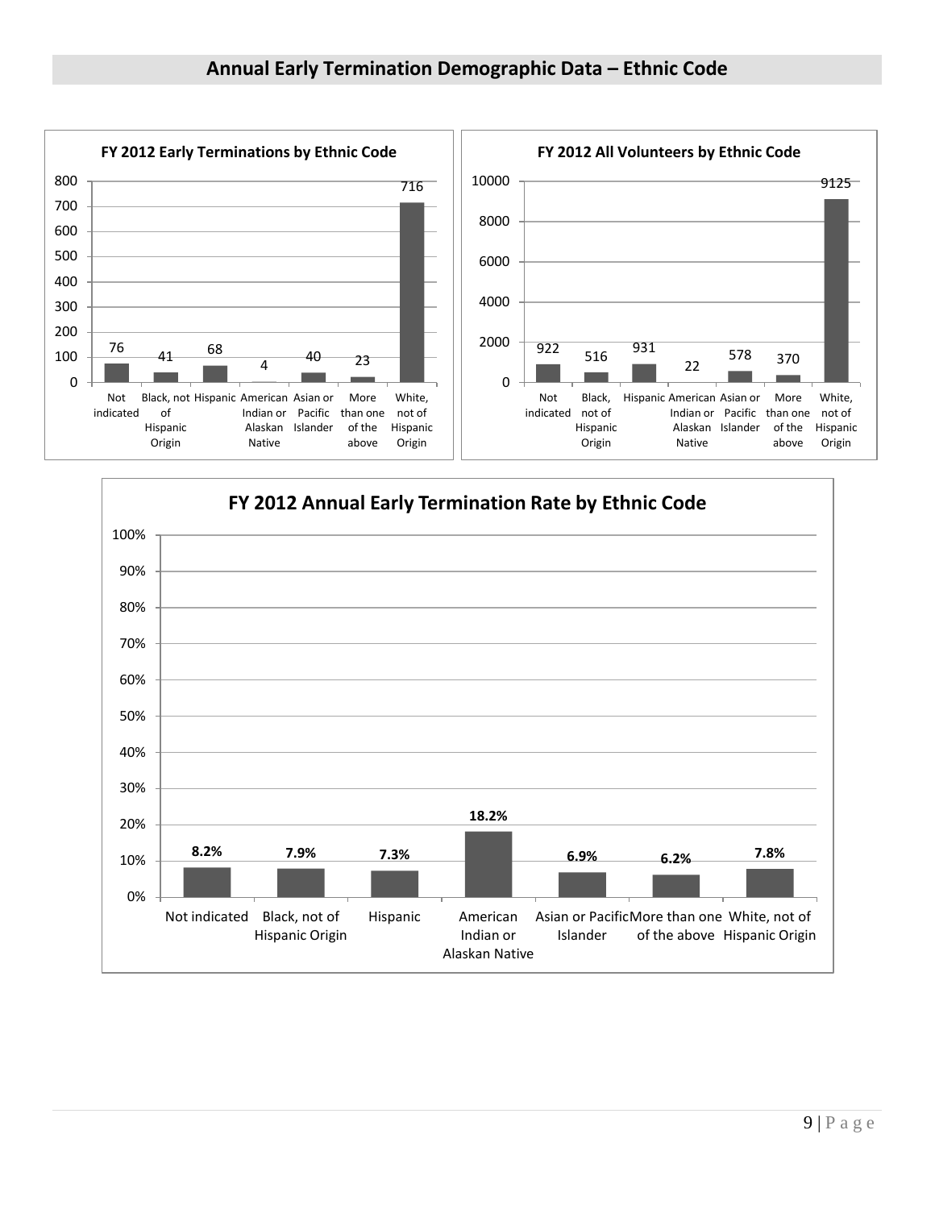## Annual Early Termination Demographic Data – Ethnic Code

FY 2012 Early Terminations by Ethnic Code

800
700
600
500
400
300
200
100
0

76
41
68
4
40
23
716

Not indicated
Black, not of Hispanic Origin
Hispanic
American Indian or Alaskan Native
Asian or Pacific Islander
More than one of the above
White, not of Hispanic Origin

FY 2012 All Volunteers by Ethnic Code

10000
8000
6000
4000
2000
0

922
516
931
22
578
370
9125

Not indicated
Black, not of Hispanic Origin
Hispanic
American Indian or Alaskan Native
Asian or Pacific Islander
More than one of the above
White, not of Hispanic Origin

FY 2012 Annual Early Termination Rate by Ethnic Code

100%
90%
80%
70%
60%
50%
40%
30%
20%
10%
0%

8.2%
7.9%
7.3%
18.2%
6.9%
6.2%
7.8%

Not indicated
Black, not of Hispanic Origin
Hispanic
American Indian or Alaskan Native
Asian or Pacific Islander
More than one of the above
White, not of Hispanic Origin